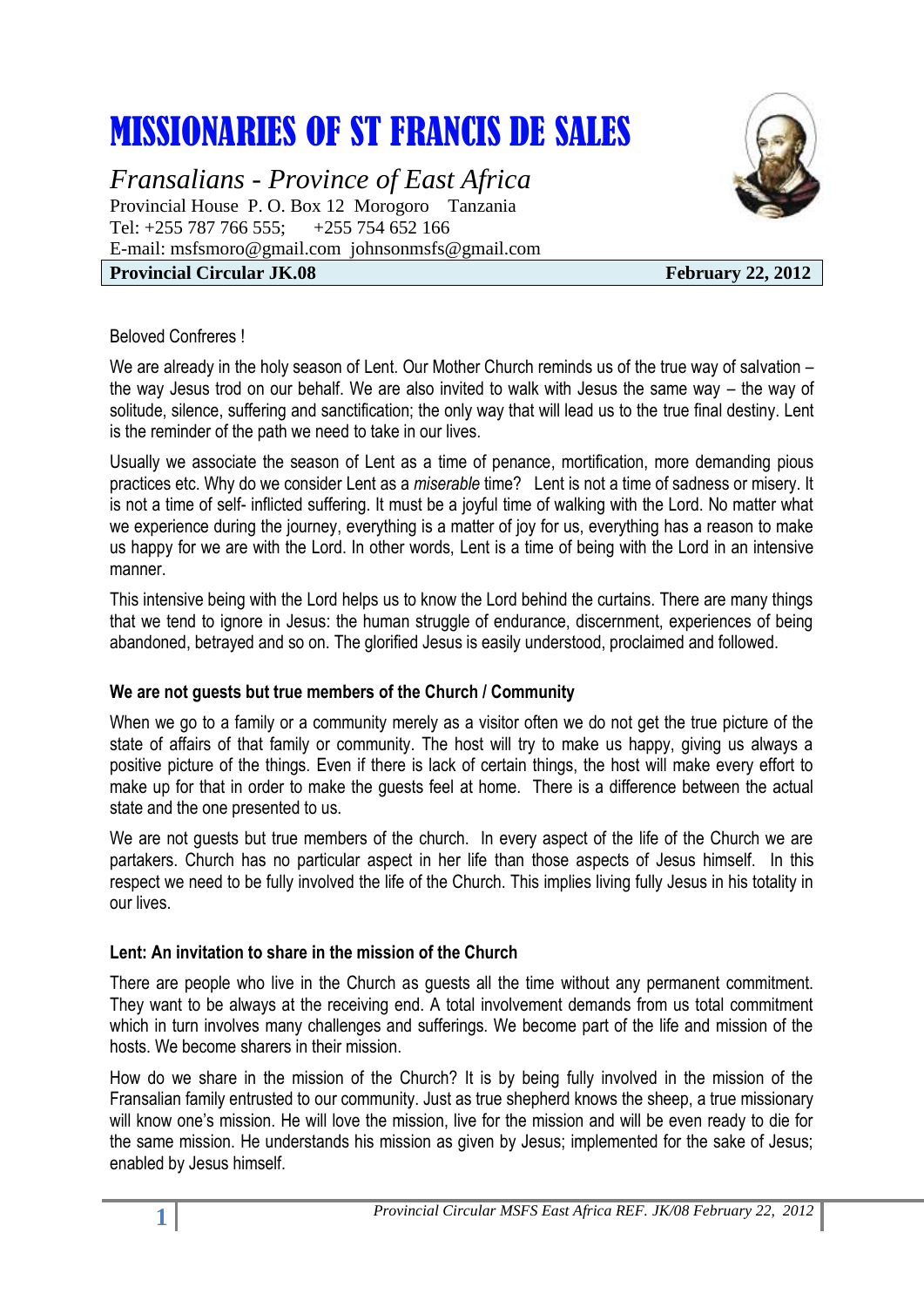# MISSIONARIES OF ST FRANCIS DE SALES

*Fransalians - Province of East Africa*

Provincial House P. O. Box 12 Morogoro Tanzania
Tel: +255 787 766 555; +255 754 652 166
E-mail: msfsmoro@gmail.com johnsonmsfs@gmail.com

**Provincial Circular JK.08** **February 22, 2012**

Beloved Confreres !

We are already in the holy season of Lent. Our Mother Church reminds us of the true way of salvation – the way Jesus trod on our behalf. We are also invited to walk with Jesus the same way – the way of solitude, silence, suffering and sanctification; the only way that will lead us to the true final destiny. Lent is the reminder of the path we need to take in our lives.

Usually we associate the season of Lent as a time of penance, mortification, more demanding pious practices etc. Why do we consider Lent as a *miserable* time? Lent is not a time of sadness or misery. It is not a time of self- inflicted suffering. It must be a joyful time of walking with the Lord. No matter what we experience during the journey, everything is a matter of joy for us, everything has a reason to make us happy for we are with the Lord. In other words, Lent is a time of being with the Lord in an intensive manner.

This intensive being with the Lord helps us to know the Lord behind the curtains. There are many things that we tend to ignore in Jesus: the human struggle of endurance, discernment, experiences of being abandoned, betrayed and so on. The glorified Jesus is easily understood, proclaimed and followed.

### We are not guests but true members of the Church / Community

When we go to a family or a community merely as a visitor often we do not get the true picture of the state of affairs of that family or community. The host will try to make us happy, giving us always a positive picture of the things. Even if there is lack of certain things, the host will make every effort to make up for that in order to make the guests feel at home. There is a difference between the actual state and the one presented to us.

We are not guests but true members of the church. In every aspect of the life of the Church we are partakers. Church has no particular aspect in her life than those aspects of Jesus himself. In this respect we need to be fully involved the life of the Church. This implies living fully Jesus in his totality in our lives.

### Lent: An invitation to share in the mission of the Church

There are people who live in the Church as guests all the time without any permanent commitment. They want to be always at the receiving end. A total involvement demands from us total commitment which in turn involves many challenges and sufferings. We become part of the life and mission of the hosts. We become sharers in their mission.

How do we share in the mission of the Church? It is by being fully involved in the mission of the Fransalian family entrusted to our community. Just as true shepherd knows the sheep, a true missionary will know one's mission. He will love the mission, live for the mission and will be even ready to die for the same mission. He understands his mission as given by Jesus; implemented for the sake of Jesus; enabled by Jesus himself.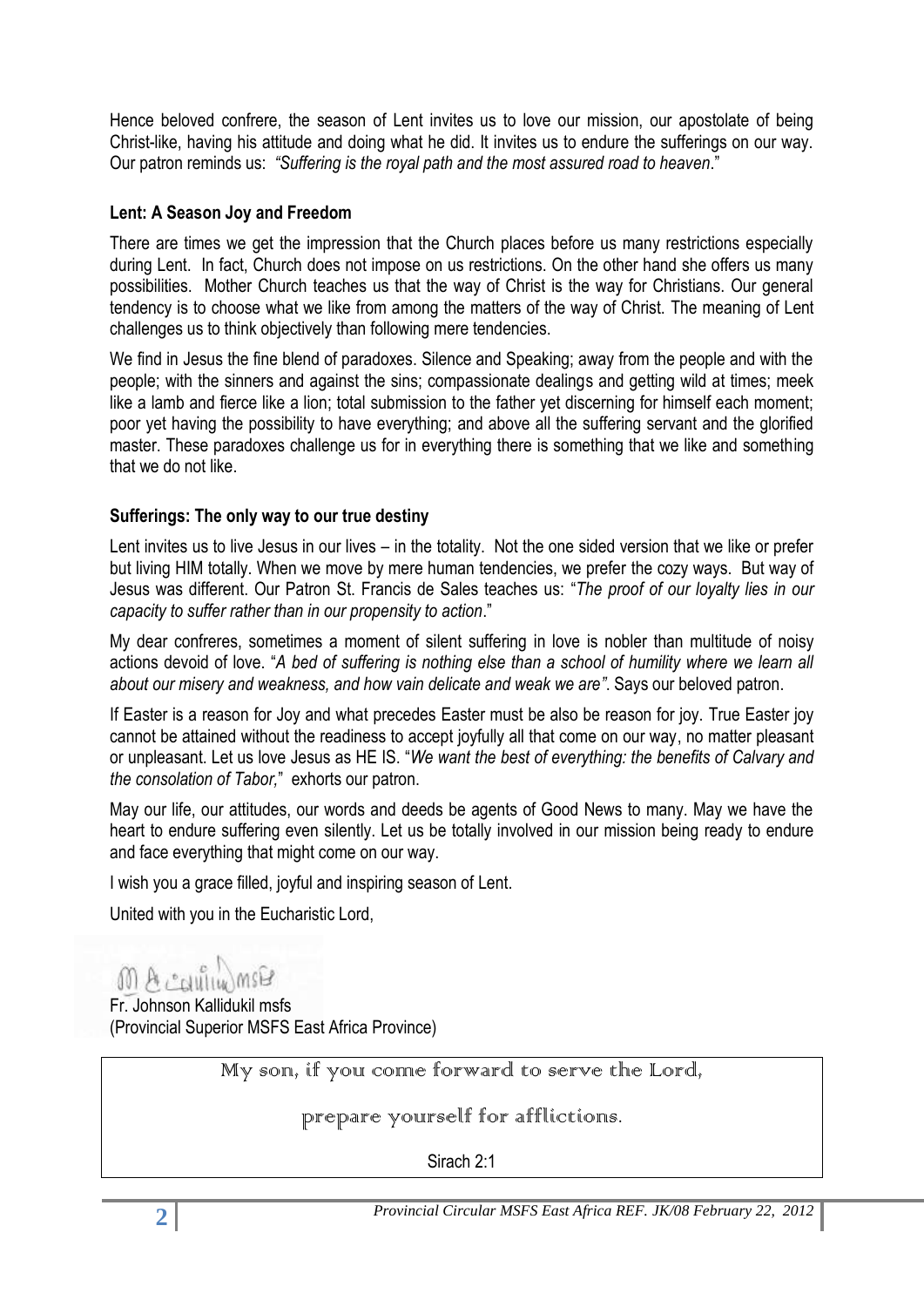Hence beloved confrere, the season of Lent invites us to love our mission, our apostolate of being Christ-like, having his attitude and doing what he did. It invites us to endure the sufferings on our way. Our patron reminds us: *"Suffering is the royal path and the most assured road to heaven*."

**Lent: A Season Joy and Freedom**

There are times we get the impression that the Church places before us many restrictions especially during Lent. In fact, Church does not impose on us restrictions. On the other hand she offers us many possibilities. Mother Church teaches us that the way of Christ is the way for Christians. Our general tendency is to choose what we like from among the matters of the way of Christ. The meaning of Lent challenges us to think objectively than following mere tendencies.

We find in Jesus the fine blend of paradoxes. Silence and Speaking; away from the people and with the people; with the sinners and against the sins; compassionate dealings and getting wild at times; meek like a lamb and fierce like a lion; total submission to the father yet discerning for himself each moment; poor yet having the possibility to have everything; and above all the suffering servant and the glorified master. These paradoxes challenge us for in everything there is something that we like and something that we do not like.

**Sufferings: The only way to our true destiny**

Lent invites us to live Jesus in our lives – in the totality. Not the one sided version that we like or prefer but living HIM totally. When we move by mere human tendencies, we prefer the cozy ways. But way of Jesus was different. Our Patron St. Francis de Sales teaches us: "*The proof of our loyalty lies in our capacity to suffer rather than in our propensity to action*."

My dear confreres, sometimes a moment of silent suffering in love is nobler than multitude of noisy actions devoid of love. "*A bed of suffering is nothing else than a school of humility where we learn all about our misery and weakness, and how vain delicate and weak we are"*. Says our beloved patron.

If Easter is a reason for Joy and what precedes Easter must be also be reason for joy. True Easter joy cannot be attained without the readiness to accept joyfully all that come on our way, no matter pleasant or unpleasant. Let us love Jesus as HE IS. "*We want the best of everything: the benefits of Calvary and the consolation of Tabor,*" exhorts our patron.

May our life, our attitudes, our words and deeds be agents of Good News to many. May we have the heart to endure suffering even silently. Let us be totally involved in our mission being ready to endure and face everything that might come on our way.

I wish you a grace filled, joyful and inspiring season of Lent.

United with you in the Eucharistic Lord,

Fr. Johnson Kallidukil msfs
(Provincial Superior MSFS East Africa Province)

My son, if you come forward to serve the Lord,

prepare yourself for afflictions.

Sirach 2:1